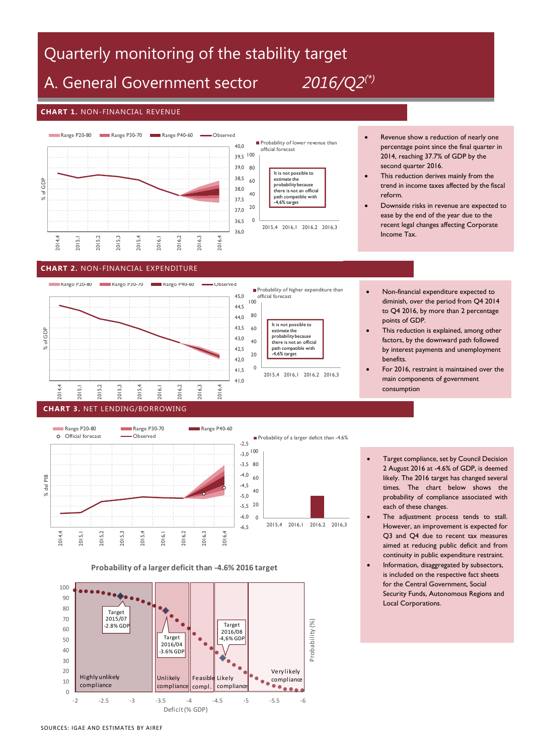# Quarterly monitoring of the stability target

## A. General Government sector *2016/Q2*[(*)]

### CHART 1. NON-FINANCIAL REVENUE

Range P20-80 | Range P30-70 | Range P40-60 | Observed

% of GDP

Probability of lower revenue than official forecast

It is not possible to estimate the probability because there is not an official path compatible with -4,6% target

- Revenue show a reduction of nearly one percentage point since the final quarter in 2014, reaching 37.7% of GDP by the second quarter 2016.
- This reduction derives mainly from the trend in income taxes affected by the fiscal reform.
- Downside risks in revenue are expected to ease by the end of the year due to the recent legal changes affecting Corporate Income Tax.

### CHART 2. NON-FINANCIAL EXPENDITURE

Rango P20-80 | Rango P30-70 | Rango P40-60 | Observed

% of GDP

Probability of higher expenditure than official forecast

It is not possible to estimate the probability because there is not an official path compatible with -4,6% target

- Non-financial expenditure expected to diminish, over the period from Q4 2014 to Q4 2016, by more than 2 percentage points of GDP.
- This reduction is explained, among other factors, by the downward path followed by interest payments and unemployment benefits.
- For 2016, restraint is maintained over the main components of government consumption

### CHART 3. NET LENDING/BORROWING

Range P20-80 | Range P30-70 | Range P40-60 | Official forecast | Observed

% del PIB

Probability of a larger deficit than -4.6%

**Probability of a larger deficit than -4.6% 2016 target**

Target 2015/07 -2.8% GDP | Target 2016/04 -3.6% GDP | Target 2016/08 -4,6% GDP

Highly unlikely compliance | Unlikely compliance | Feasible compl. | Likely compliance | Very likely compliance

Deficit (% GDP) — Probability (%)

- Target compliance, set by Council Decision 2 August 2016 at -4.6% of GDP, is deemed likely. The 2016 target has changed several times. The chart below shows the probability of compliance associated with each of these changes.
- The adjustment process tends to stall. However, an improvement is expected for Q3 and Q4 due to recent tax measures aimed at reducing public deficit and from continuity in public expenditure restraint.
- Information, disaggregated by subsectors, is included on the respective fact sheets for the Central Government, Social Security Funds, Autonomous Regions and Local Corporations.

SOURCES: IGAE AND ESTIMATES BY AIREF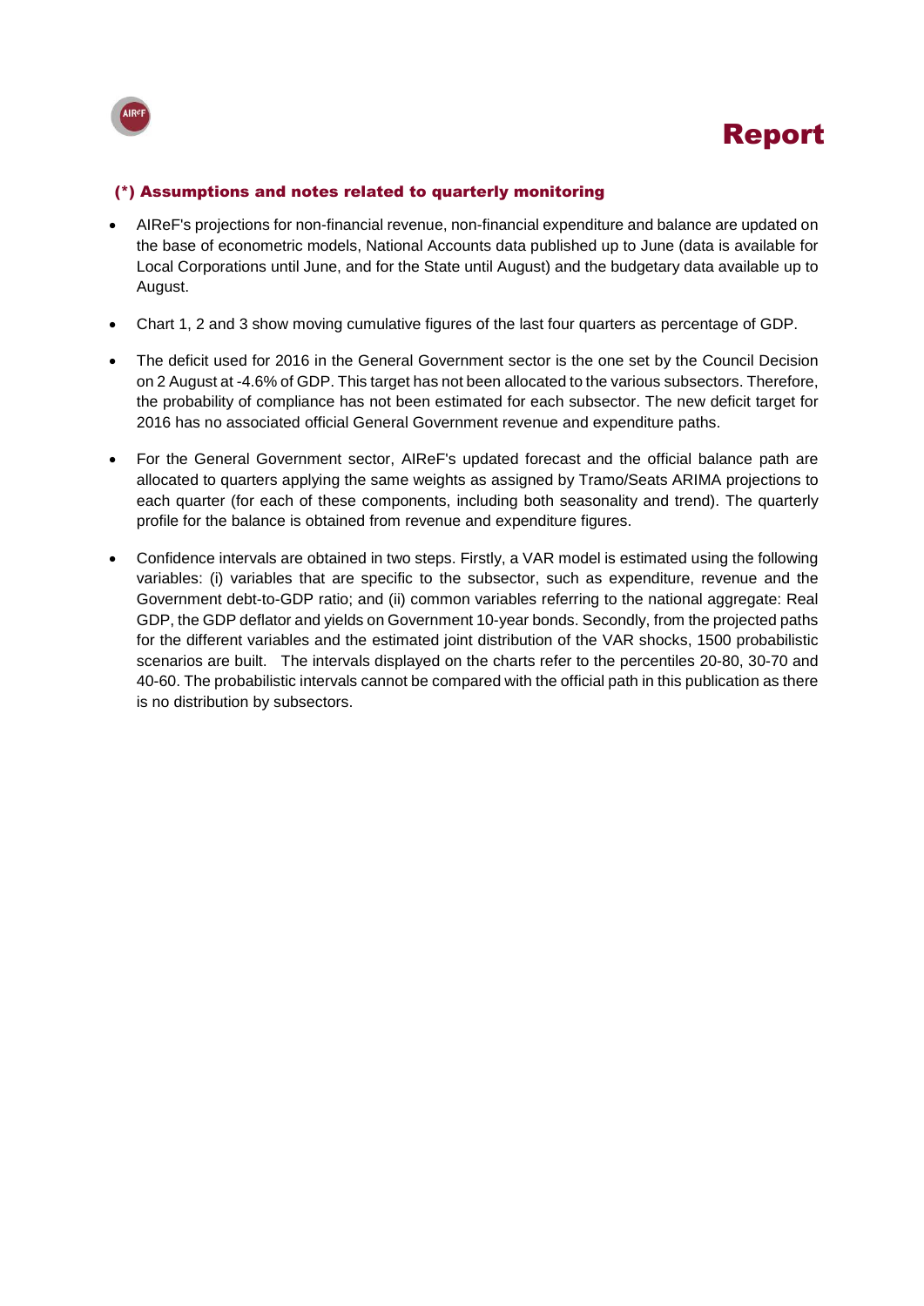### (*) Assumptions and notes related to quarterly monitoring

- AIReF's projections for non-financial revenue, non-financial expenditure and balance are updated on the base of econometric models, National Accounts data published up to June (data is available for Local Corporations until June, and for the State until August) and the budgetary data available up to August.
- Chart 1, 2 and 3 show moving cumulative figures of the last four quarters as percentage of GDP.
- The deficit used for 2016 in the General Government sector is the one set by the Council Decision on 2 August at -4.6% of GDP. This target has not been allocated to the various subsectors. Therefore, the probability of compliance has not been estimated for each subsector. The new deficit target for 2016 has no associated official General Government revenue and expenditure paths.
- For the General Government sector, AIReF's updated forecast and the official balance path are allocated to quarters applying the same weights as assigned by Tramo/Seats ARIMA projections to each quarter (for each of these components, including both seasonality and trend). The quarterly profile for the balance is obtained from revenue and expenditure figures.
- Confidence intervals are obtained in two steps. Firstly, a VAR model is estimated using the following variables: (i) variables that are specific to the subsector, such as expenditure, revenue and the Government debt-to-GDP ratio; and (ii) common variables referring to the national aggregate: Real GDP, the GDP deflator and yields on Government 10-year bonds. Secondly, from the projected paths for the different variables and the estimated joint distribution of the VAR shocks, 1500 probabilistic scenarios are built. The intervals displayed on the charts refer to the percentiles 20-80, 30-70 and 40-60. The probabilistic intervals cannot be compared with the official path in this publication as there is no distribution by subsectors.